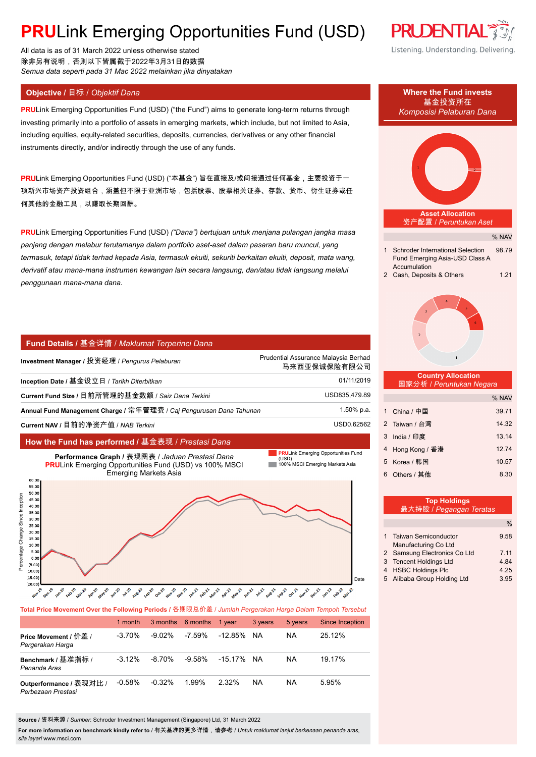# PRULink Emerging Opportunities Fund (USD)

All data is as of 31 March 2022 unless otherwise stated
除非另有说明，否则以下皆属截于2022年3月31日的数据
*Semua data seperti pada 31 Mac 2022 melainkan jika dinyatakan*

Listening. Understanding. Delivering.

## Objective / 目标 / *Objektif Dana*

**PRU**Link Emerging Opportunities Fund (USD) ("the Fund") aims to generate long-term returns through investing primarily into a portfolio of assets in emerging markets, which include, but not limited to Asia, including equities, equity-related securities, deposits, currencies, derivatives or any other financial instruments directly, and/or indirectly through the use of any funds.

**PRU**Link Emerging Opportunities Fund (USD) ("本基金") 旨在直接及/或间接通过任何基金，主要投资于一项新兴市场资产投资组合，涵盖但不限于亚洲市场，包括股票、股票相关证券、存款、货币、衍生证券或任何其他的金融工具，以赚取长期回酬。

**PRU**Link Emerging Opportunities Fund (USD) *("Dana") bertujuan untuk menjana pulangan jangka masa panjang dengan melabur terutamanya dalam portfolio aset-aset dalam pasaran baru muncul, yang termasuk, tetapi tidak terhad kepada Asia, termasuk ekuiti, sekuriti berkaitan ekuiti, deposit, mata wang, derivatif atau mana-mana instrumen kewangan lain secara langsung, dan/atau tidak langsung melalui penggunaan mana-mana dana.*

## Fund Details / 基金详情 / *Maklumat Terperinci Dana*

| | |
|---|---|
| **Investment Manager /** 投资经理 / *Pengurus Pelaburan* | Prudential Assurance Malaysia Berhad 马来西亚保诚保险有限公司 |
| **Inception Date /** 基金设立日 / *Tarikh Diterbitkan* | 01/11/2019 |
| **Current Fund Size /** 目前所管理的基金数额 / *Saiz Dana Terkini* | USD835,479.89 |
| **Annual Fund Management Charge /** 常年管理费 / *Caj Pengurusan Dana Tahunan* | 1.50% p.a. |
| **Current NAV /** 目前的净资产值 / *NAB Terkini* | USD0.62562 |

## How the Fund has performed / 基金表现 / *Prestasi Dana*

**Performance Graph /** 表现图表 / *Jaduan Prestasi Dana*
**PRU**Link Emerging Opportunities Fund (USD) vs 100% MSCI Emerging Markets Asia

**Total Price Movement Over the Following Periods** / 各期限总价差 / *Jumlah Pergerakan Harga Dalam Tempoh Tersebut*

| | 1 month | 3 months | 6 months | 1 year | 3 years | 5 years | Since Inception |
|---|---|---|---|---|---|---|---|
| **Price Movement /** 价差 / *Pergerakan Harga* | -3.70% | -9.02% | -7.59% | -12.85% | NA | NA | 25.12% |
| **Benchmark /** 基准指标 / *Penanda Aras* | -3.12% | -8.70% | -9.58% | -15.17% | NA | NA | 19.17% |
| **Outperformance /** 表现对比 / *Perbezaan Prestasi* | -0.58% | -0.32% | 1.99% | 2.32% | NA | NA | 5.95% |

**Source /** 资料来源 / *Sumber*: Schroder Investment Management (Singapore) Ltd, 31 March 2022

**For more information on benchmark kindly refer to** / 有关基准的更多详情，请参考 / *Untuk maklumat lanjut berkenaan penanda aras, sila layari* www.msci.com

## Where the Fund invests / 基金投资所在 / *Komposisi Pelaburan Dana*

**Asset Allocation** / 资产配置 / *Peruntukan Aset*

| | | % NAV |
|---|---|---|
| 1 | Schroder International Selection Fund Emerging Asia-USD Class A Accumulation | 98.79 |
| 2 | Cash, Deposits & Others | 1.21 |

**Country Allocation** / 国家分析 / *Peruntukan Negara*

| | | % NAV |
|---|---|---|
| 1 | China / 中国 | 39.71 |
| 2 | Taiwan / 台湾 | 14.32 |
| 3 | India / 印度 | 13.14 |
| 4 | Hong Kong / 香港 | 12.74 |
| 5 | Korea / 韩国 | 10.57 |
| 6 | Others / 其他 | 8.30 |

**Top Holdings** / 最大持股 / *Pegangan Teratas*

| | | % |
|---|---|---|
| 1 | Taiwan Semiconductor Manufacturing Co Ltd | 9.58 |
| 2 | Samsung Electronics Co Ltd | 7.11 |
| 3 | Tencent Holdings Ltd | 4.84 |
| 4 | HSBC Holdings Plc | 4.25 |
| 5 | Alibaba Group Holding Ltd | 3.95 |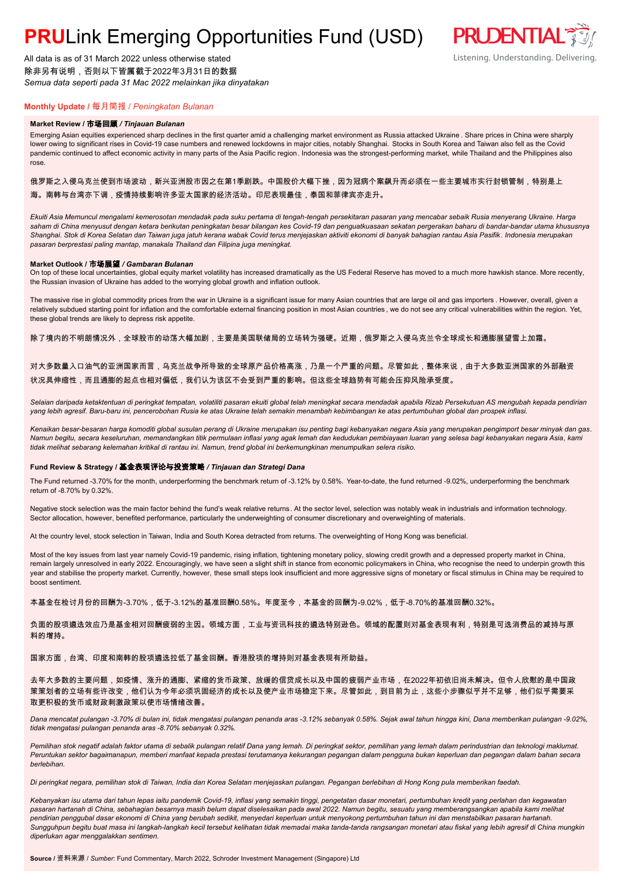# **PRU**Link Emerging Opportunities Fund (USD)

All data is as of 31 March 2022 unless otherwise stated
除非另有说明，否则以下皆属截于2022年3月31日的数据
*Semua data seperti pada 31 Mac 2022 melainkan jika dinyatakan*

PRUDENTIAL
Listening. Understanding. Delivering.

## **Monthly Update** / 每月简报 / *Peningkatan Bulanan*

### **Market Review / 市场回顾 / *Tinjauan Bulanan***

Emerging Asian equities experienced sharp declines in the first quarter amid a challenging market environment as Russia attacked Ukraine . Share prices in China were sharply lower owing to significant rises in Covid-19 case numbers and renewed lockdowns in major cities, notably Shanghai. Stocks in South Korea and Taiwan also fell as the Covid pandemic continued to affect economic activity in many parts of the Asia Pacific region. Indonesia was the strongest-performing market, while Thailand and the Philippines also rose.

俄罗斯之入侵乌克兰使到市场波动，新兴亚洲股市因之在第1季剧跌。中国股价大幅下挫，因为冠病个案飙升而必须在一些主要城市实行封锁管制，特别是上海。南韩与台湾亦下调，疫情持续影响许多亚太国家的经济活动。印尼表现最佳，泰国和菲律宾亦走升。

*Ekuiti Asia Memuncul mengalami kemerosotan mendadak pada suku pertama di tengah-tengah persekitaran pasaran yang mencabar sebaik Rusia menyerang Ukraine. Harga saham di China menyusut dengan ketara berikutan peningkatan besar bilangan kes Covid-19 dan penguatkuasaan sekatan pergerakan baharu di bandar-bandar utama khususnya Shanghai. Stok di Korea Selatan dan Taiwan juga jatuh kerana wabak Covid terus menjejaskan aktiviti ekonomi di banyak bahagian rantau Asia Pasifik. Indonesia merupakan pasaran berprestasi paling mantap, manakala Thailand dan Filipina juga meningkat.*

### **Market Outlook / 市场展望 / *Gambaran Bulanan***

On top of these local uncertainties, global equity market volatility has increased dramatically as the US Federal Reserve has moved to a much more hawkish stance. More recently, the Russian invasion of Ukraine has added to the worrying global growth and inflation outlook.

The massive rise in global commodity prices from the war in Ukraine is a significant issue for many Asian countries that are large oil and gas importers . However, overall, given a relatively subdued starting point for inflation and the comfortable external financing position in most Asian countries , we do not see any critical vulnerabilities within the region. Yet, these global trends are likely to depress risk appetite.

除了境内的不明朗情况外，全球股市的动荡大幅加剧，主要是美国联储局的立场转为强硬。近期，俄罗斯之入侵乌克兰令全球成长和通膨展望雪上加霜。

对大多数量入口油气的亚洲国家而言，乌克兰战争所导致的全球原产品价格高涨，乃是一个严重的问题。尽管如此，整体来说，由于大多数亚洲国家的外部融资状况具伸缩性，而且通膨的起点也相对偏低，我们认为该区不会受到严重的影响。但这些全球趋势有可能会压抑风险承受度。

*Selaian daripada ketaktentuan di peringkat tempatan, volatiliti pasaran ekuiti global telah meningkat secara mendadak apabila Rizab Persekutuan AS mengubah kepada pendirian yang lebih agresif. Baru-baru ini, pencerobohan Rusia ke atas Ukraine telah semakin menambah kebimbangan ke atas pertumbuhan global dan prospek inflasi.*

*Kenaikan besar-besaran harga komoditi global susulan perang di Ukraine merupakan isu penting bagi kebanyakan negara Asia yang merupakan pengimport besar minyak dan gas. Namun begitu, secara keseluruhan, memandangkan titik permulaan inflasi yang agak lemah dan kedudukan pembiayaan luaran yang selesa bagi kebanyakan negara Asia, kami tidak melihat sebarang kelemahan kritikal di rantau ini. Namun, trend global ini berkemungkinan menumpulkan selera risiko.*

### **Fund Review & Strategy / 基金表现评论与投资策略 / *Tinjauan dan Strategi Dana***

The Fund returned -3.70% for the month, underperforming the benchmark return of -3.12% by 0.58%. Year-to-date, the fund returned -9.02%, underperforming the benchmark return of -8.70% by 0.32%.

Negative stock selection was the main factor behind the fund's weak relative returns. At the sector level, selection was notably weak in industrials and information technology. Sector allocation, however, benefited performance, particularly the underweighting of consumer discretionary and overweighting of materials.

At the country level, stock selection in Taiwan, India and South Korea detracted from returns. The overweighting of Hong Kong was beneficial.

Most of the key issues from last year namely Covid-19 pandemic, rising inflation, tightening monetary policy, slowing credit growth and a depressed property market in China, remain largely unresolved in early 2022. Encouragingly, we have seen a slight shift in stance from economic policymakers in China, who recognise the need to underpin growth this year and stabilise the property market. Currently, however, these small steps look insufficient and more aggressive signs of monetary or fiscal stimulus in China may be required to boost sentiment.

本基金在检讨月份的回酬为-3.70%，低于-3.12%的基准回酬0.58%。年度至今，本基金的回酬为-9.02%，低于-8.70%的基准回酬0.32%。

负面的股项遴选效应乃是基金相对回酬疲弱的主因。领域方面，工业与资讯科技的遴选特别逊色。领域的配置则对基金表现有利，特别是可选消费品的减持与原料的增持。

国家方面，台湾、印度和南韩的股项遴选拉低了基金回酬。香港股项的增持则对基金表现有所助益。

去年大多数的主要问题，如疫情、涨升的通膨、紧缩的货币政策、放缓的信贷成长以及中国的疲弱产业市场，在2022年初依旧尚未解决。但令人欣慰的是中国政策策划者的立场有些许改变，他们认为今年必须巩固经济的成长以及使产业市场稳定下来。尽管如此，到目前为止，这些小步骤似乎并不足够，他们似乎需要采取更积极的货币或财政刺激政策以使市场情绪改善。

*Dana mencatat pulangan -3.70% di bulan ini, tidak mengatasi pulangan penanda aras -3.12% sebanyak 0.58%. Sejak awal tahun hingga kini, Dana memberikan pulangan -9.02%, tidak mengatasi pulangan penanda aras -8.70% sebanyak 0.32%.*

*Pemilihan stok negatif adalah faktor utama di sebalik pulangan relatif Dana yang lemah. Di peringkat sektor, pemilihan yang lemah dalam perindustrian dan teknologi maklumat. Peruntukan sektor bagaimanapun, memberi manfaat kepada prestasi terutamanya kekurangan pegangan dalam pengguna bukan keperluan dan pegangan dalam bahan secara berlebihan.*

*Di peringkat negara, pemilihan stok di Taiwan, India dan Korea Selatan menjejaskan pulangan. Pegangan berlebihan di Hong Kong pula memberikan faedah.*

*Kebanyakan isu utama dari tahun lepas iaitu pandemik Covid-19, inflasi yang semakin tinggi, pengetatan dasar monetari, pertumbuhan kredit yang perlahan dan kegawatan pasaran hartanah di China, sebahagian besarnya masih belum dapat diselesaikan pada awal 2022. Namun begitu, sesuatu yang memberangsangkan apabila kami melihat pendirian penggubal dasar ekonomi di China yang berubah sedikit, menyedari keperluan untuk menyokong pertumbuhan tahun ini dan menstabilkan pasaran hartanah. Sungguhpun begitu buat masa ini langkah-langkah kecil tersebut kelihatan tidak memadai maka tanda-tanda rangsangan monetari atau fiskal yang lebih agresif di China mungkin diperlukan agar menggalakkan sentimen.*

**Source** / 资料来源 / *Sumber*: Fund Commentary, March 2022, Schroder Investment Management (Singapore) Ltd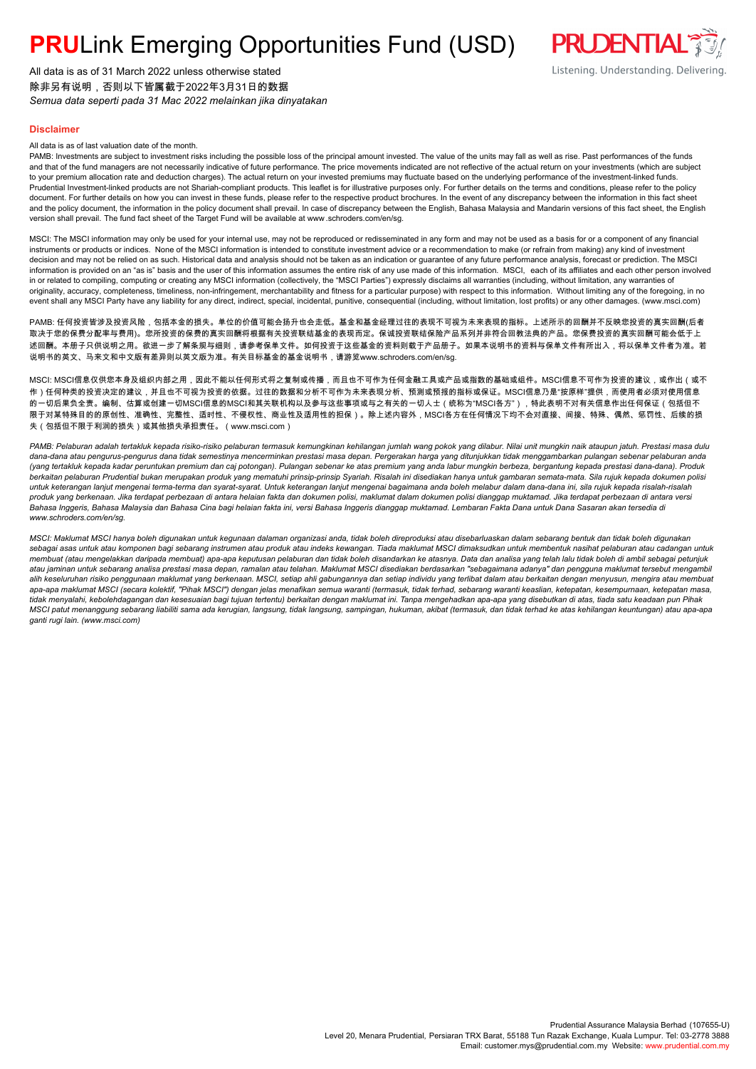# PRULink Emerging Opportunities Fund (USD)

All data is as of 31 March 2022 unless otherwise stated
除非另有说明，否则以下皆属截于2022年3月31日的数据
*Semua data seperti pada 31 Mac 2022 melainkan jika dinyatakan*

PRUDENTIAL
Listening. Understanding. Delivering.

## Disclaimer

All data is as of last valuation date of the month.

PAMB: Investments are subject to investment risks including the possible loss of the principal amount invested. The value of the units may fall as well as rise. Past performances of the funds and that of the fund managers are not necessarily indicative of future performance. The price movements indicated are not reflective of the actual return on your investments (which are subject to your premium allocation rate and deduction charges). The actual return on your invested premiums may fluctuate based on the underlying performance of the investment-linked funds. Prudential Investment-linked products are not Shariah-compliant products. This leaflet is for illustrative purposes only. For further details on the terms and conditions, please refer to the policy document. For further details on how you can invest in these funds, please refer to the respective product brochures. In the event of any discrepancy between the information in this fact sheet and the policy document, the information in the policy document shall prevail. In case of discrepancy between the English, Bahasa Malaysia and Mandarin versions of this fact sheet, the English version shall prevail. The fund fact sheet of the Target Fund will be available at www .schroders.com/en/sg.

MSCI: The MSCI information may only be used for your internal use, may not be reproduced or redisseminated in any form and may not be used as a basis for or a component of any financial instruments or products or indices. None of the MSCI information is intended to constitute investment advice or a recommendation to make (or refrain from making) any kind of investment decision and may not be relied on as such. Historical data and analysis should not be taken as an indication or guarantee of any future performance analysis, forecast or prediction. The MSCI information is provided on an "as is" basis and the user of this information assumes the entire risk of any use made of this information. MSCI, each of its affiliates and each other person involved in or related to compiling, computing or creating any MSCI information (collectively, the "MSCI Parties") expressly disclaims all warranties (including, without limitation, any warranties of originality, accuracy, completeness, timeliness, non-infringement, merchantability and fitness for a particular purpose) with respect to this information. Without limiting any of the foregoing, in no event shall any MSCI Party have any liability for any direct, indirect, special, incidental, punitive, consequential (including, without limitation, lost profits) or any other damages. (www.msci.com)

PAMB: 任何投资皆涉及投资风险，包括本金的损失。单位的价值可能会扬升也会走低。基金和基金经理过往的表现不可视为未来表现的指标。上述所示的回酬并不反映您投资的真实回酬(后者取决于您的保费分配率与费用)。您所投资的保费的真实回酬将根据有关投资联结基金的表现而定。保诚投资联结保险产品系列并非符合回教法典的产品。您保费投资的真实回酬可能会低于上述回酬。本册子只供说明之用。欲进一步了解条规与细则，请参考保单文件。如何投资于这些基金的资料则载于产品册子。如果本说明书的资料与保单文件有所出入，将以保单文件者为准。若说明书的英文、马来文和中文版有差异则以英文版为准。有关目标基金的基金说明书，请游览www.schroders.com/en/sg.

MSCI: MSCI信息仅供您本身及组织内部之用，因此不能以任何形式将之复制或传播，而且也不可作为任何金融工具或产品或指数的基础或组件。MSCI信息不可作为投资的建议，或作出（或不作）任何种类的投资决定的建议，并且也不可视为投资的依据。过往的数据和分析不可作为未来表现分析、预测或预报的指标或保证。MSCI信息乃是"按原样"提供，而使用者必须对使用信息的一切后果负全责。编制、估算或创建一切MSCI信息的MSCI和其关联机构以及参与这些事项或与之有关的一切人士（统称为"MSCI各方"），特此表明不对有关信息作出任何保证（包括但不限于对某特殊目的的原创性、准确性、完整性、适时性、不侵权性、商业性及适用性的担保）。除上述内容外，MSCI各方在任何情况下均不会对直接、间接、特殊、偶然、惩罚性、后续的损失（包括但不限于利润的损失）或其他损失承担责任。（www.msci.com）

*PAMB: Pelaburan adalah tertakluk kepada risiko-risiko pelaburan termasuk kemungkinan kehilangan jumlah wang pokok yang dilabur. Nilai unit mungkin naik ataupun jatuh. Prestasi masa dulu dana-dana atau pengurus-pengurus dana tidak semestinya mencerminkan prestasi masa depan. Pergerakan harga yang ditunjukkan tidak menggambarkan pulangan sebenar pelaburan anda (yang tertakluk kepada kadar peruntukan premium dan caj potongan). Pulangan sebenar ke atas premium yang anda labur mungkin berbeza, bergantung kepada prestasi dana-dana). Produk berkaitan pelaburan Prudential bukan merupakan produk yang mematuhi prinsip-prinsip Syariah. Risalah ini disediakan hanya untuk gambaran semata-mata. Sila rujuk kepada dokumen polisi untuk keterangan lanjut mengenai terma-terma dan syarat-syarat. Untuk keterangan lanjut mengenai bagaimana anda boleh melabur dalam dana-dana ini, sila rujuk kepada risalah-risalah produk yang berkenaan. Jika terdapat perbezaan di antara helaian fakta dan dokumen polisi, maklumat dalam dokumen polisi dianggap muktamad. Jika terdapat perbezaan di antara versi Bahasa Inggeris, Bahasa Malaysia dan Bahasa Cina bagi helaian fakta ini, versi Bahasa Inggeris dianggap muktamad. Lembaran Fakta Dana untuk Dana Sasaran akan tersedia di www.schroders.com/en/sg.*

*MSCI: Maklumat MSCI hanya boleh digunakan untuk kegunaan dalaman organizasi anda, tidak boleh direproduksi atau disebarluaskan dalam sebarang bentuk dan tidak boleh digunakan sebagai asas untuk atau komponen bagi sebarang instrumen atau produk atau indeks kewangan. Tiada maklumat MSCI dimaksudkan untuk membentuk nasihat pelaburan atau cadangan untuk membuat (atau mengelakkan daripada membuat) apa-apa keputusan pelaburan dan tidak boleh disandarkan ke atasnya. Data dan analisa yang telah lalu tidak boleh di ambil sebagai petunjuk atau jaminan untuk sebarang analisa prestasi masa depan, ramalan atau telahan. Maklumat MSCI disediakan berdasarkan "sebagaimana adanya" dan pengguna maklumat tersebut mengambil alih keseluruhan risiko penggunaan maklumat yang berkenaan. MSCI, setiap ahli gabungannya dan setiap individu yang terlibat dalam atau berkaitan dengan menyusun, mengira atau membuat apa-apa maklumat MSCI (secara kolektif, "Pihak MSCI") dengan jelas menafikan semua waranti (termasuk, tidak terhad, sebarang waranti keaslian, ketepatan, kesempurnaan, ketepatan masa, tidak menyalahi, kebolehdagangan dan kesesuaian bagi tujuan tertentu) berkaitan dengan maklumat ini. Tanpa mengehadkan apa-apa yang disebutkan di atas, tiada satu keadaan pun Pihak MSCI patut menanggung sebarang liabiliti sama ada kerugian, langsung, tidak langsung, sampingan, hukuman, akibat (termasuk, dan tidak terhad ke atas kehilangan keuntungan) atau apa-apa ganti rugi lain. (www.msci.com)*

Prudential Assurance Malaysia Berhad (107655-U)
Level 20, Menara Prudential, Persiaran TRX Barat, 55188 Tun Razak Exchange, Kuala Lumpur. Tel: 03-2778 3888
Email: customer.mys@prudential.com.my Website: www.prudential.com.my